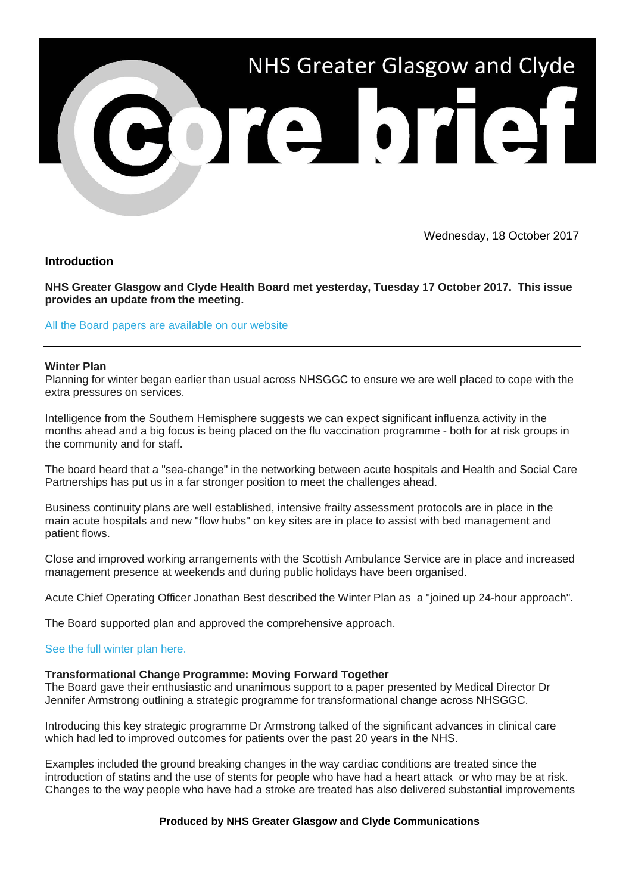# NHS Greater Glasgow and Clyde Core brief

Wednesday, 18 October 2017

## Introduction

**NHS Greater Glasgow and Clyde Health Board met yesterday, Tuesday 17 October 2017. This issue provides an update from the meeting.**

All the Board papers are available on our website

---

### Winter Plan

Planning for winter began earlier than usual across NHSGGC to ensure we are well placed to cope with the extra pressures on services.

Intelligence from the Southern Hemisphere suggests we can expect significant influenza activity in the months ahead and a big focus is being placed on the flu vaccination programme - both for at risk groups in the community and for staff.

The board heard that a "sea-change" in the networking between acute hospitals and Health and Social Care Partnerships has put us in a far stronger position to meet the challenges ahead.

Business continuity plans are well established, intensive frailty assessment protocols are in place in the main acute hospitals and new "flow hubs" on key sites are in place to assist with bed management and patient flows.

Close and improved working arrangements with the Scottish Ambulance Service are in place and increased management presence at weekends and during public holidays have been organised.

Acute Chief Operating Officer Jonathan Best described the Winter Plan as a "joined up 24-hour approach".

The Board supported plan and approved the comprehensive approach.

See the full winter plan here.

### Transformational Change Programme: Moving Forward Together

The Board gave their enthusiastic and unanimous support to a paper presented by Medical Director Dr Jennifer Armstrong outlining a strategic programme for transformational change across NHSGGC.

Introducing this key strategic programme Dr Armstrong talked of the significant advances in clinical care which had led to improved outcomes for patients over the past 20 years in the NHS.

Examples included the ground breaking changes in the way cardiac conditions are treated since the introduction of statins and the use of stents for people who have had a heart attack or who may be at risk. Changes to the way people who have had a stroke are treated has also delivered substantial improvements

**Produced by NHS Greater Glasgow and Clyde Communications**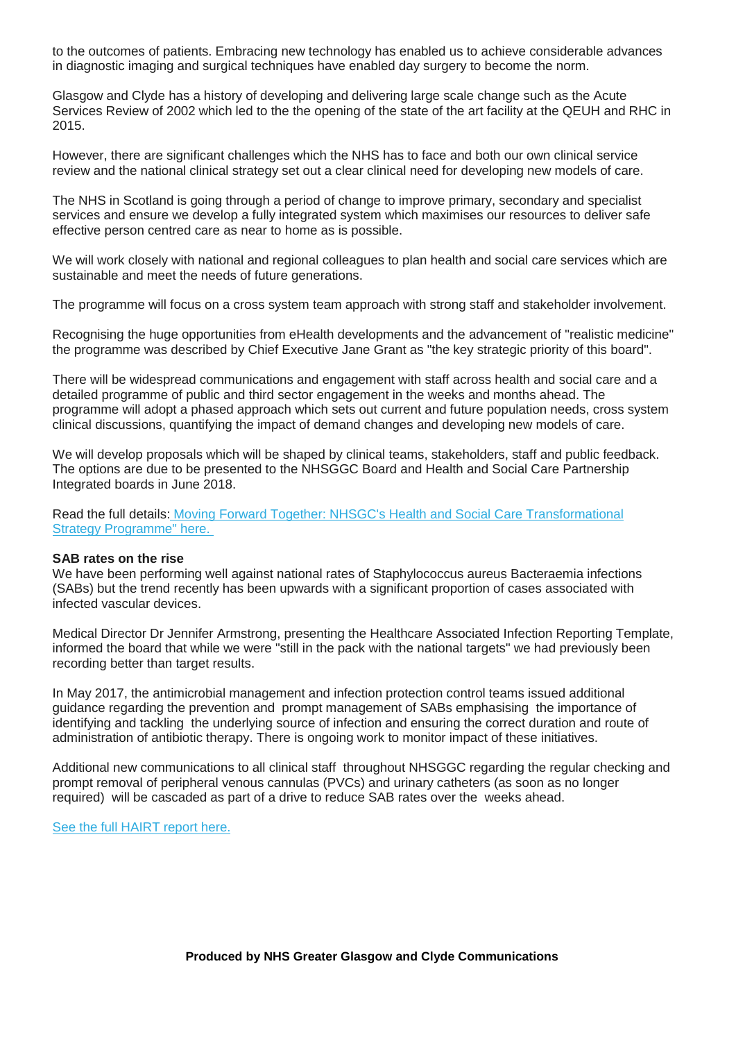to the outcomes of patients. Embracing new technology has enabled us to achieve considerable advances in diagnostic imaging and surgical techniques have enabled day surgery to become the norm.

Glasgow and Clyde has a history of developing and delivering large scale change such as the Acute Services Review of 2002 which led to the the opening of the state of the art facility at the QEUH and RHC in 2015.

However, there are significant challenges which the NHS has to face and both our own clinical service review and the national clinical strategy set out a clear clinical need for developing new models of care.

The NHS in Scotland is going through a period of change to improve primary, secondary and specialist services and ensure we develop a fully integrated system which maximises our resources to deliver safe effective person centred care as near to home as is possible.

We will work closely with national and regional colleagues to plan health and social care services which are sustainable and meet the needs of future generations.

The programme will focus on a cross system team approach with strong staff and stakeholder involvement.

Recognising the huge opportunities from eHealth developments and the advancement of "realistic medicine" the programme was described by Chief Executive Jane Grant as "the key strategic priority of this board".

There will be widespread communications and engagement with staff across health and social care and a detailed programme of public and third sector engagement in the weeks and months ahead. The programme will adopt a phased approach which sets out current and future population needs, cross system clinical discussions, quantifying the impact of demand changes and developing new models of care.

We will develop proposals which will be shaped by clinical teams, stakeholders, staff and public feedback. The options are due to be presented to the NHSGGC Board and Health and Social Care Partnership Integrated boards in June 2018.

Read the full details: Moving Forward Together: NHSGC's Health and Social Care Transformational Strategy Programme" here.

**SAB rates on the rise**

We have been performing well against national rates of Staphylococcus aureus Bacteraemia infections (SABs) but the trend recently has been upwards with a significant proportion of cases associated with infected vascular devices.

Medical Director Dr Jennifer Armstrong, presenting the Healthcare Associated Infection Reporting Template, informed the board that while we were "still in the pack with the national targets" we had previously been recording better than target results.

In May 2017, the antimicrobial management and infection protection control teams issued additional guidance regarding the prevention and prompt management of SABs emphasising the importance of identifying and tackling the underlying source of infection and ensuring the correct duration and route of administration of antibiotic therapy. There is ongoing work to monitor impact of these initiatives.

Additional new communications to all clinical staff throughout NHSGGC regarding the regular checking and prompt removal of peripheral venous cannulas (PVCs) and urinary catheters (as soon as no longer required) will be cascaded as part of a drive to reduce SAB rates over the weeks ahead.

See the full HAIRT report here.

**Produced by NHS Greater Glasgow and Clyde Communications**